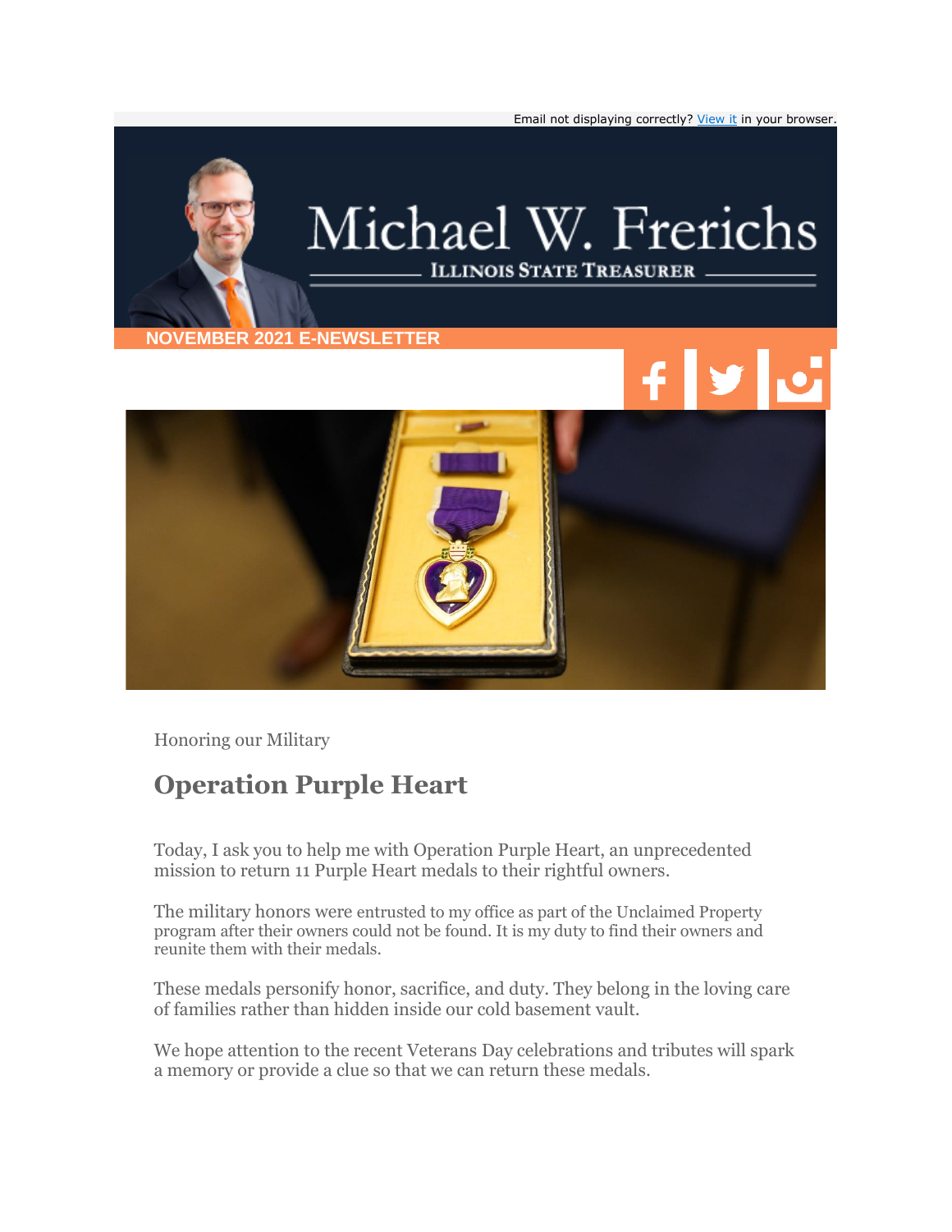Email not displaying correctly? View it in your browser.

# Michael W. Frerichs

ILLINOIS STATE TREASURER

NOVEMBER 2021 E-NEWSLETTER

Honoring our Military

## Operation Purple Heart

Today, I ask you to help me with Operation Purple Heart, an unprecedented mission to return 11 Purple Heart medals to their rightful owners.

The military honors were entrusted to my office as part of the Unclaimed Property program after their owners could not be found. It is my duty to find their owners and reunite them with their medals.

These medals personify honor, sacrifice, and duty. They belong in the loving care of families rather than hidden inside our cold basement vault.

We hope attention to the recent Veterans Day celebrations and tributes will spark a memory or provide a clue so that we can return these medals.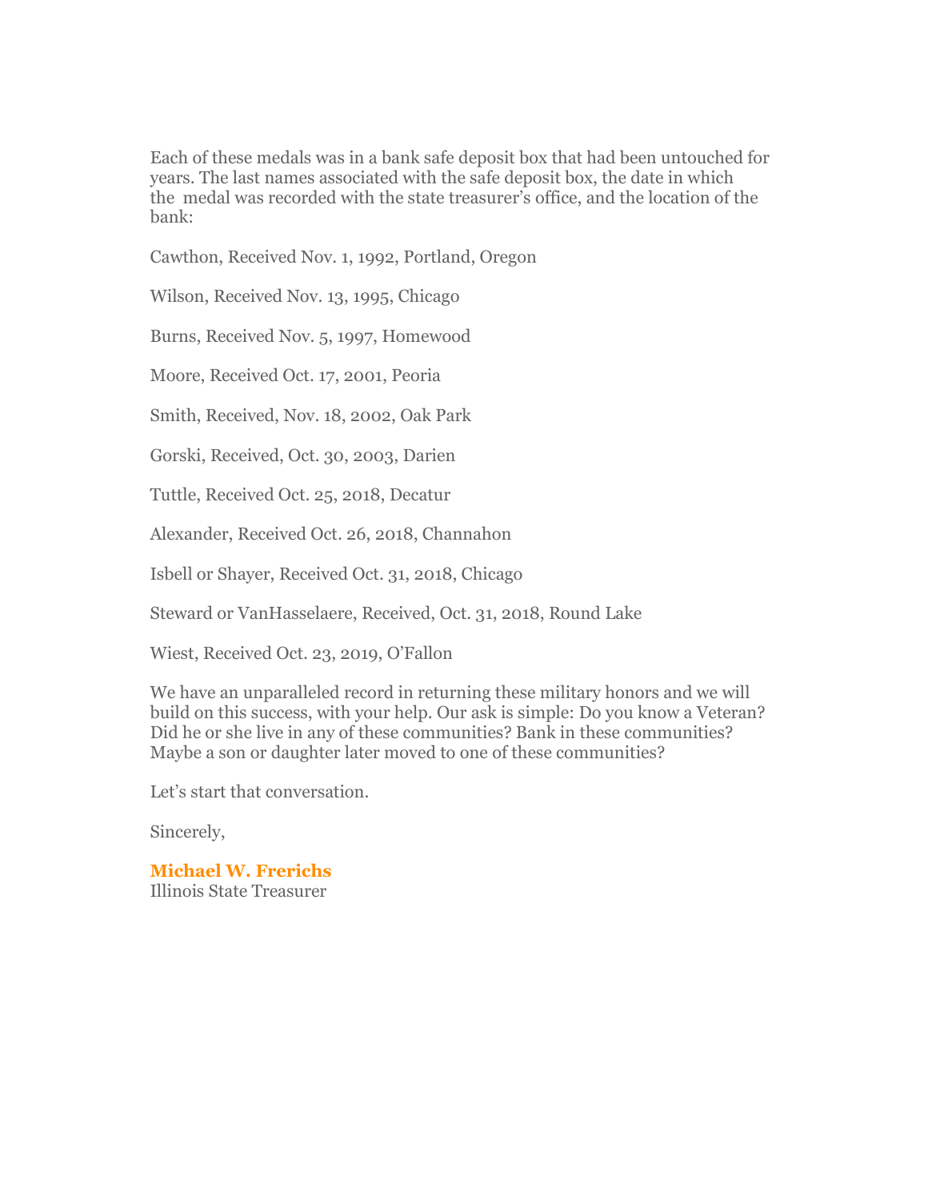Each of these medals was in a bank safe deposit box that had been untouched for years. The last names associated with the safe deposit box, the date in which the medal was recorded with the state treasurer's office, and the location of the bank:

Cawthon, Received Nov. 1, 1992, Portland, Oregon

Wilson, Received Nov. 13, 1995, Chicago

Burns, Received Nov. 5, 1997, Homewood

Moore, Received Oct. 17, 2001, Peoria

Smith, Received, Nov. 18, 2002, Oak Park

Gorski, Received, Oct. 30, 2003, Darien

Tuttle, Received Oct. 25, 2018, Decatur

Alexander, Received Oct. 26, 2018, Channahon

Isbell or Shayer, Received Oct. 31, 2018, Chicago

Steward or VanHasselaere, Received, Oct. 31, 2018, Round Lake

Wiest, Received Oct. 23, 2019, O'Fallon

We have an unparalleled record in returning these military honors and we will build on this success, with your help. Our ask is simple: Do you know a Veteran? Did he or she live in any of these communities? Bank in these communities? Maybe a son or daughter later moved to one of these communities?

Let's start that conversation.

Sincerely,

**Michael W. Frerichs**
Illinois State Treasurer